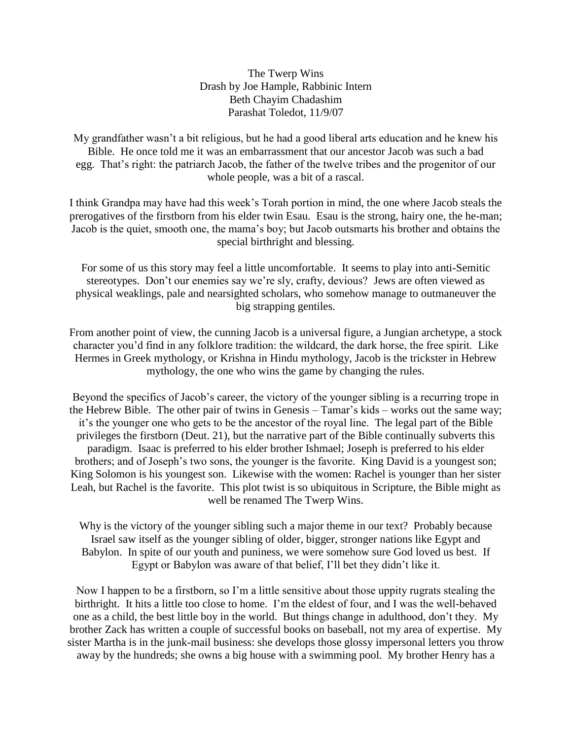# The Twerp Wins

Drash by Joe Hample, Rabbinic Intern
Beth Chayim Chadashim
Parashat Toledot, 11/9/07

My grandfather wasn't a bit religious, but he had a good liberal arts education and he knew his Bible. He once told me it was an embarrassment that our ancestor Jacob was such a bad egg. That's right: the patriarch Jacob, the father of the twelve tribes and the progenitor of our whole people, was a bit of a rascal.

I think Grandpa may have had this week's Torah portion in mind, the one where Jacob steals the prerogatives of the firstborn from his elder twin Esau. Esau is the strong, hairy one, the he-man; Jacob is the quiet, smooth one, the mama's boy; but Jacob outsmarts his brother and obtains the special birthright and blessing.

For some of us this story may feel a little uncomfortable. It seems to play into anti-Semitic stereotypes. Don't our enemies say we're sly, crafty, devious? Jews are often viewed as physical weaklings, pale and nearsighted scholars, who somehow manage to outmaneuver the big strapping gentiles.

From another point of view, the cunning Jacob is a universal figure, a Jungian archetype, a stock character you'd find in any folklore tradition: the wildcard, the dark horse, the free spirit. Like Hermes in Greek mythology, or Krishna in Hindu mythology, Jacob is the trickster in Hebrew mythology, the one who wins the game by changing the rules.

Beyond the specifics of Jacob's career, the victory of the younger sibling is a recurring trope in the Hebrew Bible. The other pair of twins in Genesis – Tamar's kids – works out the same way; it's the younger one who gets to be the ancestor of the royal line. The legal part of the Bible privileges the firstborn (Deut. 21), but the narrative part of the Bible continually subverts this paradigm. Isaac is preferred to his elder brother Ishmael; Joseph is preferred to his elder brothers; and of Joseph's two sons, the younger is the favorite. King David is a youngest son; King Solomon is his youngest son. Likewise with the women: Rachel is younger than her sister Leah, but Rachel is the favorite. This plot twist is so ubiquitous in Scripture, the Bible might as well be renamed The Twerp Wins.

Why is the victory of the younger sibling such a major theme in our text? Probably because Israel saw itself as the younger sibling of older, bigger, stronger nations like Egypt and Babylon. In spite of our youth and puniness, we were somehow sure God loved us best. If Egypt or Babylon was aware of that belief, I'll bet they didn't like it.

Now I happen to be a firstborn, so I'm a little sensitive about those uppity rugrats stealing the birthright. It hits a little too close to home. I'm the eldest of four, and I was the well-behaved one as a child, the best little boy in the world. But things change in adulthood, don't they. My brother Zack has written a couple of successful books on baseball, not my area of expertise. My sister Martha is in the junk-mail business: she develops those glossy impersonal letters you throw away by the hundreds; she owns a big house with a swimming pool. My brother Henry has a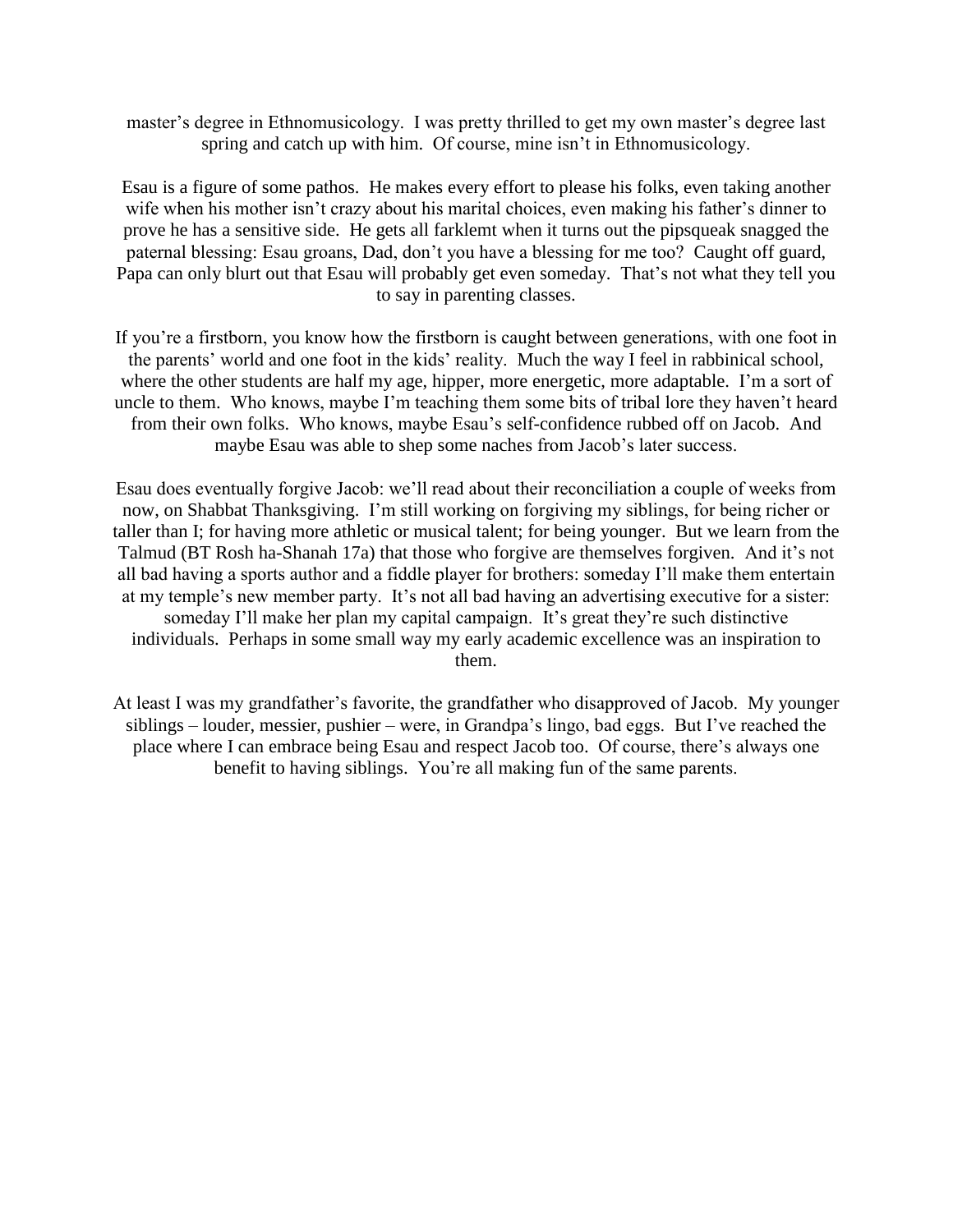master's degree in Ethnomusicology. I was pretty thrilled to get my own master's degree last spring and catch up with him. Of course, mine isn't in Ethnomusicology.

Esau is a figure of some pathos. He makes every effort to please his folks, even taking another wife when his mother isn't crazy about his marital choices, even making his father's dinner to prove he has a sensitive side. He gets all farklemt when it turns out the pipsqueak snagged the paternal blessing: Esau groans, Dad, don't you have a blessing for me too? Caught off guard, Papa can only blurt out that Esau will probably get even someday. That's not what they tell you to say in parenting classes.

If you're a firstborn, you know how the firstborn is caught between generations, with one foot in the parents' world and one foot in the kids' reality. Much the way I feel in rabbinical school, where the other students are half my age, hipper, more energetic, more adaptable. I'm a sort of uncle to them. Who knows, maybe I'm teaching them some bits of tribal lore they haven't heard from their own folks. Who knows, maybe Esau's self-confidence rubbed off on Jacob. And maybe Esau was able to shep some naches from Jacob's later success.

Esau does eventually forgive Jacob: we'll read about their reconciliation a couple of weeks from now, on Shabbat Thanksgiving. I'm still working on forgiving my siblings, for being richer or taller than I; for having more athletic or musical talent; for being younger. But we learn from the Talmud (BT Rosh ha-Shanah 17a) that those who forgive are themselves forgiven. And it's not all bad having a sports author and a fiddle player for brothers: someday I'll make them entertain at my temple's new member party. It's not all bad having an advertising executive for a sister: someday I'll make her plan my capital campaign. It's great they're such distinctive individuals. Perhaps in some small way my early academic excellence was an inspiration to them.

At least I was my grandfather's favorite, the grandfather who disapproved of Jacob. My younger siblings – louder, messier, pushier – were, in Grandpa's lingo, bad eggs. But I've reached the place where I can embrace being Esau and respect Jacob too. Of course, there's always one benefit to having siblings. You're all making fun of the same parents.